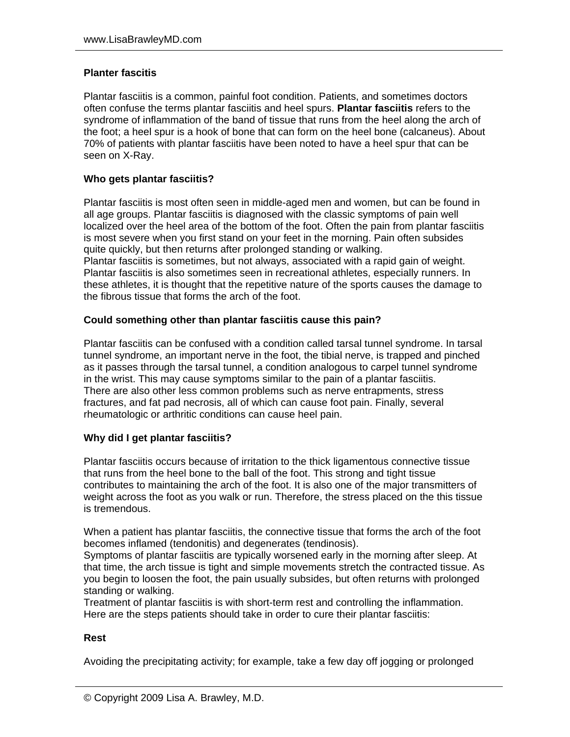## Planter fascitis

Plantar fasciitis is a common, painful foot condition. Patients, and sometimes doctors often confuse the terms plantar fasciitis and heel spurs. **Plantar fasciitis** refers to the syndrome of inflammation of the band of tissue that runs from the heel along the arch of the foot; a heel spur is a hook of bone that can form on the heel bone (calcaneus). About 70% of patients with plantar fasciitis have been noted to have a heel spur that can be seen on X-Ray.

### Who gets plantar fasciitis?

Plantar fasciitis is most often seen in middle-aged men and women, but can be found in all age groups. Plantar fasciitis is diagnosed with the classic symptoms of pain well localized over the heel area of the bottom of the foot. Often the pain from plantar fasciitis is most severe when you first stand on your feet in the morning. Pain often subsides quite quickly, but then returns after prolonged standing or walking.
Plantar fasciitis is sometimes, but not always, associated with a rapid gain of weight. Plantar fasciitis is also sometimes seen in recreational athletes, especially runners. In these athletes, it is thought that the repetitive nature of the sports causes the damage to the fibrous tissue that forms the arch of the foot.

### Could something other than plantar fasciitis cause this pain?

Plantar fasciitis can be confused with a condition called tarsal tunnel syndrome. In tarsal tunnel syndrome, an important nerve in the foot, the tibial nerve, is trapped and pinched as it passes through the tarsal tunnel, a condition analogous to carpel tunnel syndrome in the wrist. This may cause symptoms similar to the pain of a plantar fasciitis.
There are also other less common problems such as nerve entrapments, stress fractures, and fat pad necrosis, all of which can cause foot pain. Finally, several rheumatologic or arthritic conditions can cause heel pain.

### Why did I get plantar fasciitis?

Plantar fasciitis occurs because of irritation to the thick ligamentous connective tissue that runs from the heel bone to the ball of the foot. This strong and tight tissue contributes to maintaining the arch of the foot. It is also one of the major transmitters of weight across the foot as you walk or run. Therefore, the stress placed on the this tissue is tremendous.

When a patient has plantar fasciitis, the connective tissue that forms the arch of the foot becomes inflamed (tendonitis) and degenerates (tendinosis).
Symptoms of plantar fasciitis are typically worsened early in the morning after sleep. At that time, the arch tissue is tight and simple movements stretch the contracted tissue. As you begin to loosen the foot, the pain usually subsides, but often returns with prolonged standing or walking.
Treatment of plantar fasciitis is with short-term rest and controlling the inflammation. Here are the steps patients should take in order to cure their plantar fasciitis:

### Rest

Avoiding the precipitating activity; for example, take a few day off jogging or prolonged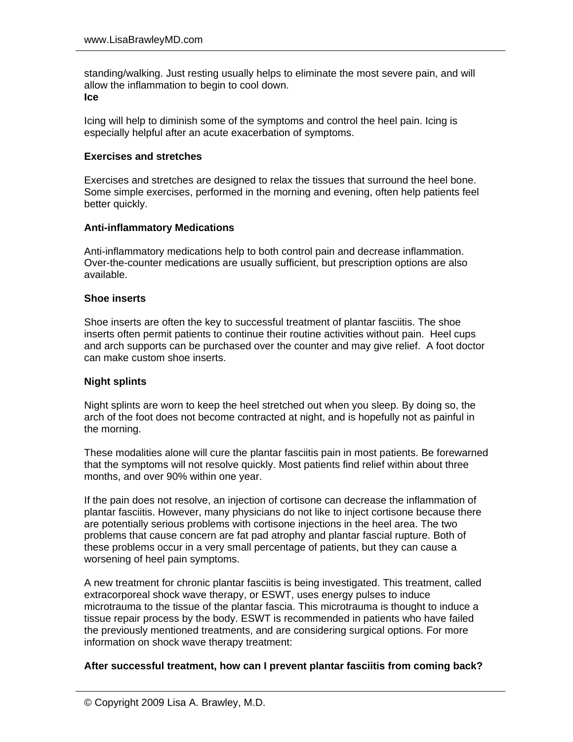standing/walking. Just resting usually helps to eliminate the most severe pain, and will allow the inflammation to begin to cool down.

**Ice**

Icing will help to diminish some of the symptoms and control the heel pain. Icing is especially helpful after an acute exacerbation of symptoms.

**Exercises and stretches**

Exercises and stretches are designed to relax the tissues that surround the heel bone. Some simple exercises, performed in the morning and evening, often help patients feel better quickly.

**Anti-inflammatory Medications**

Anti-inflammatory medications help to both control pain and decrease inflammation. Over-the-counter medications are usually sufficient, but prescription options are also available.

**Shoe inserts**

Shoe inserts are often the key to successful treatment of plantar fasciitis. The shoe inserts often permit patients to continue their routine activities without pain. Heel cups and arch supports can be purchased over the counter and may give relief. A foot doctor can make custom shoe inserts.

**Night splints**

Night splints are worn to keep the heel stretched out when you sleep. By doing so, the arch of the foot does not become contracted at night, and is hopefully not as painful in the morning.

These modalities alone will cure the plantar fasciitis pain in most patients. Be forewarned that the symptoms will not resolve quickly. Most patients find relief within about three months, and over 90% within one year.

If the pain does not resolve, an injection of cortisone can decrease the inflammation of plantar fasciitis. However, many physicians do not like to inject cortisone because there are potentially serious problems with cortisone injections in the heel area. The two problems that cause concern are fat pad atrophy and plantar fascial rupture. Both of these problems occur in a very small percentage of patients, but they can cause a worsening of heel pain symptoms.

A new treatment for chronic plantar fasciitis is being investigated. This treatment, called extracorporeal shock wave therapy, or ESWT, uses energy pulses to induce microtrauma to the tissue of the plantar fascia. This microtrauma is thought to induce a tissue repair process by the body. ESWT is recommended in patients who have failed the previously mentioned treatments, and are considering surgical options. For more information on shock wave therapy treatment:

**After successful treatment, how can I prevent plantar fasciitis from coming back?**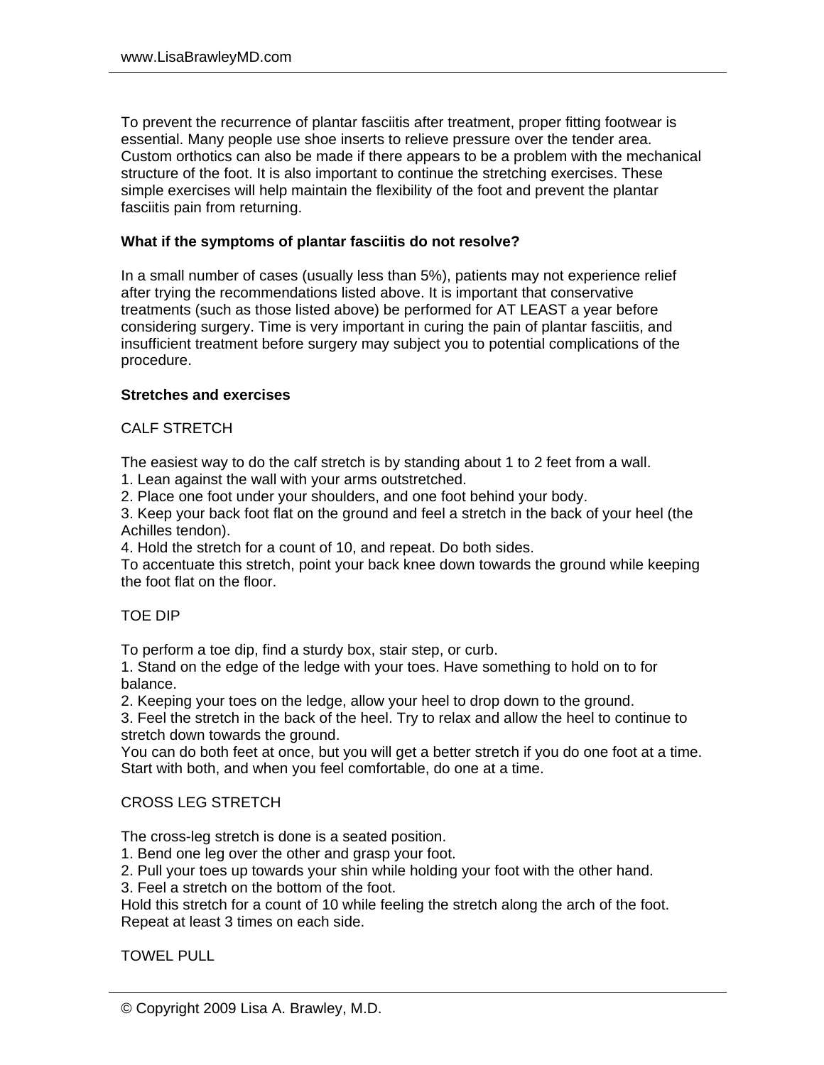To prevent the recurrence of plantar fasciitis after treatment, proper fitting footwear is essential. Many people use shoe inserts to relieve pressure over the tender area. Custom orthotics can also be made if there appears to be a problem with the mechanical structure of the foot. It is also important to continue the stretching exercises. These simple exercises will help maintain the flexibility of the foot and prevent the plantar fasciitis pain from returning.

**What if the symptoms of plantar fasciitis do not resolve?**

In a small number of cases (usually less than 5%), patients may not experience relief after trying the recommendations listed above. It is important that conservative treatments (such as those listed above) be performed for AT LEAST a year before considering surgery. Time is very important in curing the pain of plantar fasciitis, and insufficient treatment before surgery may subject you to potential complications of the procedure.

**Stretches and exercises**

CALF STRETCH

The easiest way to do the calf stretch is by standing about 1 to 2 feet from a wall.

1. Lean against the wall with your arms outstretched.
2. Place one foot under your shoulders, and one foot behind your body.
3. Keep your back foot flat on the ground and feel a stretch in the back of your heel (the Achilles tendon).
4. Hold the stretch for a count of 10, and repeat. Do both sides.

To accentuate this stretch, point your back knee down towards the ground while keeping the foot flat on the floor.

TOE DIP

To perform a toe dip, find a sturdy box, stair step, or curb.

1. Stand on the edge of the ledge with your toes. Have something to hold on to for balance.
2. Keeping your toes on the ledge, allow your heel to drop down to the ground.
3. Feel the stretch in the back of the heel. Try to relax and allow the heel to continue to stretch down towards the ground.

You can do both feet at once, but you will get a better stretch if you do one foot at a time. Start with both, and when you feel comfortable, do one at a time.

CROSS LEG STRETCH

The cross-leg stretch is done is a seated position.

1. Bend one leg over the other and grasp your foot.
2. Pull your toes up towards your shin while holding your foot with the other hand.
3. Feel a stretch on the bottom of the foot.

Hold this stretch for a count of 10 while feeling the stretch along the arch of the foot. Repeat at least 3 times on each side.

TOWEL PULL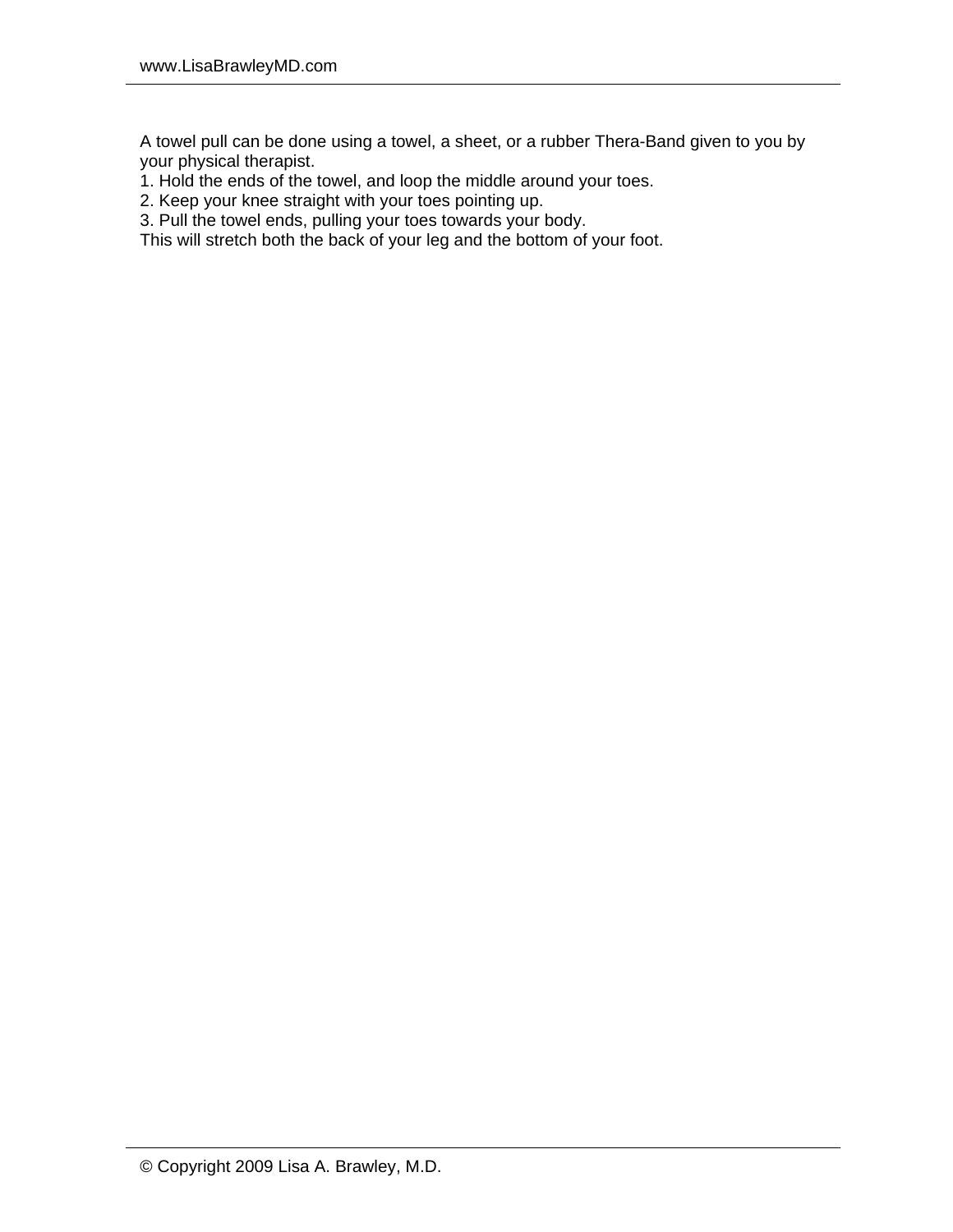A towel pull can be done using a towel, a sheet, or a rubber Thera-Band given to you by your physical therapist.

1. Hold the ends of the towel, and loop the middle around your toes.
2. Keep your knee straight with your toes pointing up.
3. Pull the towel ends, pulling your toes towards your body.

This will stretch both the back of your leg and the bottom of your foot.